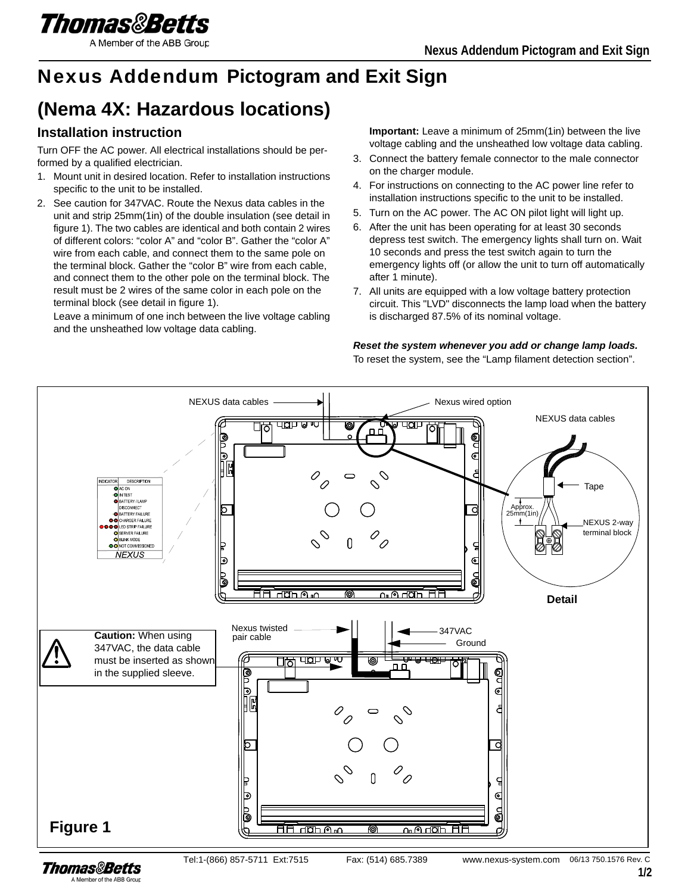# Nexus Addendum Pictogram and Exit Sign

# (Nema 4X: Hazardous locations)

## Installation instruction

Turn OFF the AC power. All electrical installations should be performed by a qualified electrician.

1. Mount unit in desired location. Refer to installation instructions specific to the unit to be installed.
2. See caution for 347VAC. Route the Nexus data cables in the unit and strip 25mm(1in) of the double insulation (see detail in figure 1). The two cables are identical and both contain 2 wires of different colors: “color A” and “color B”. Gather the “color A” wire from each cable, and connect them to the same pole on the terminal block. Gather the “color B” wire from each cable, and connect them to the other pole on the terminal block. The result must be 2 wires of the same color in each pole on the terminal block (see detail in figure 1).

   Leave a minimum of one inch between the live voltage cabling and the unsheathed low voltage data cabling.

   **Important:** Leave a minimum of 25mm(1in) between the live voltage cabling and the unsheathed low voltage data cabling.
3. Connect the battery female connector to the male connector on the charger module.
4. For instructions on connecting to the AC power line refer to installation instructions specific to the unit to be installed.
5. Turn on the AC power. The AC ON pilot light will light up.
6. After the unit has been operating for at least 30 seconds depress test switch. The emergency lights shall turn on. Wait 10 seconds and press the test switch again to turn the emergency lights off (or allow the unit to turn off automatically after 1 minute).
7. All units are equipped with a low voltage battery protection circuit. This "LVD" disconnects the lamp load when the battery is discharged 87.5% of its nominal voltage.

***Reset the system whenever you add or change lamp loads.***

To reset the system, see the “Lamp filament detection section”.

| INDICATOR | DESCRIPTION |
|---|---|
| | AC ON |
| | IN TEST |
| | BATTERY / LAMP DISCONNECT |
| | BATTERY FAILURE |
| | CHARGER FAILURE |
| | LED STRIP FAILURE |
| | SERVER FAILURE |
| | BLINK MODE |
| | NOT COMMISSIONED |

NEXUS

NEXUS data cables — Nexus wired option — NEXUS data cables — Tape — Approx. 25mm(1in) — NEXUS 2-way terminal block

Detail

Nexus twisted pair cable — 347VAC — Ground

**Caution:** When using 347VAC, the data cable must be inserted as shown in the supplied sleeve.

**Figure 1**

Tel:1-(866) 857-5711 Ext:7515 Fax: (514) 685.7389 www.nexus-system.com 06/13 750.1576 Rev. C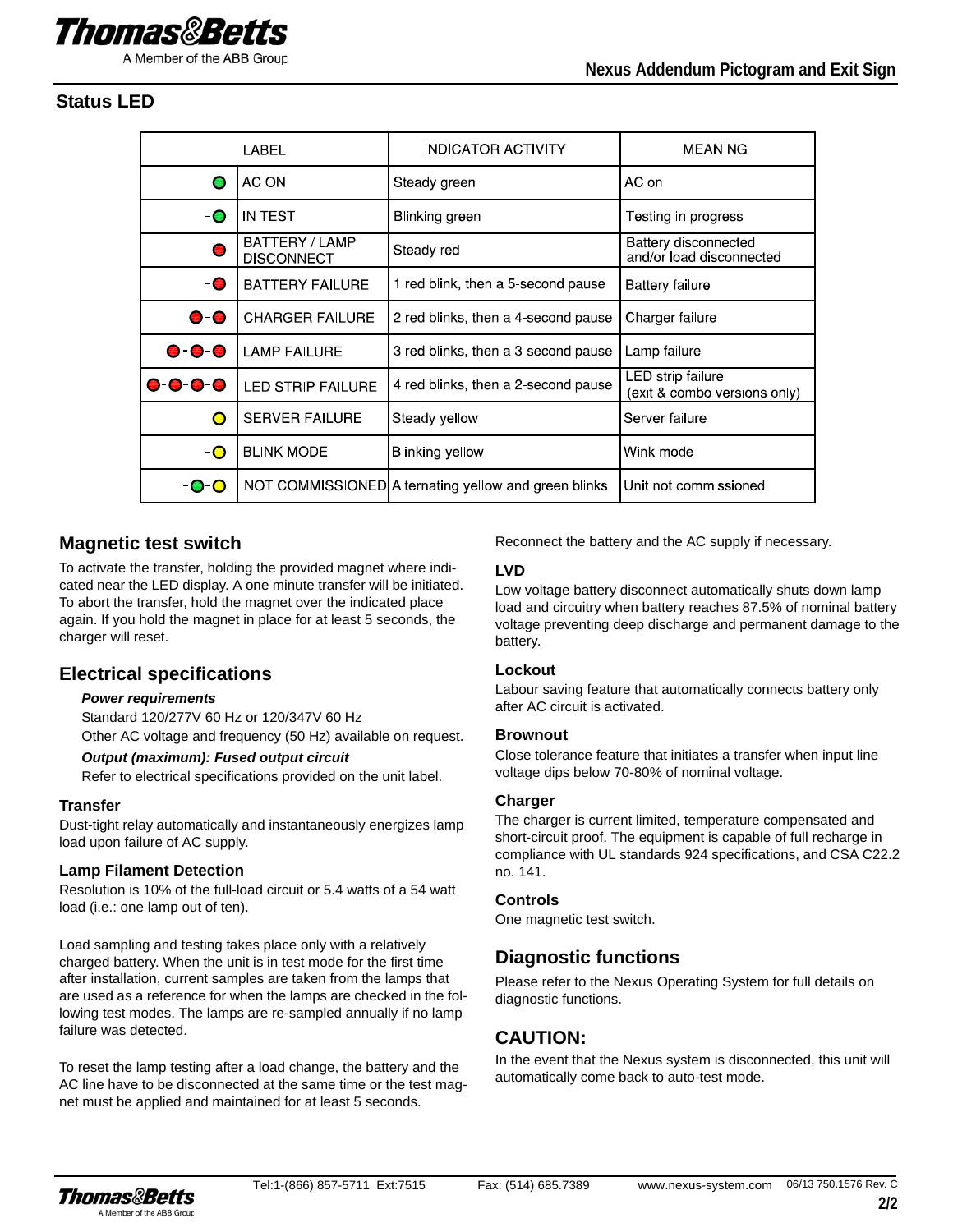## Status LED

| LABEL | | INDICATOR ACTIVITY | MEANING |
|---|---|---|---|
| ● | AC ON | Steady green | AC on |
| -● | IN TEST | Blinking green | Testing in progress |
| ● | BATTERY / LAMP DISCONNECT | Steady red | Battery disconnected and/or load disconnected |
| -● | BATTERY FAILURE | 1 red blink, then a 5-second pause | Battery failure |
| ●-● | CHARGER FAILURE | 2 red blinks, then a 4-second pause | Charger failure |
| ●-●-● | LAMP FAILURE | 3 red blinks, then a 3-second pause | Lamp failure |
| ●-●-●-● | LED STRIP FAILURE | 4 red blinks, then a 2-second pause | LED strip failure (exit & combo versions only) |
| ○ | SERVER FAILURE | Steady yellow | Server failure |
| -○ | BLINK MODE | Blinking yellow | Wink mode |
| -●-○ | NOT COMMISSIONED | Alternating yellow and green blinks | Unit not commissioned |

## Magnetic test switch

To activate the transfer, holding the provided magnet where indicated near the LED display. A one minute transfer will be initiated. To abort the transfer, hold the magnet over the indicated place again. If you hold the magnet in place for at least 5 seconds, the charger will reset.

## Electrical specifications

***Power requirements***

Standard 120/277V 60 Hz or 120/347V 60 Hz

Other AC voltage and frequency (50 Hz) available on request.

***Output (maximum): Fused output circuit***

Refer to electrical specifications provided on the unit label.

### Transfer

Dust-tight relay automatically and instantaneously energizes lamp load upon failure of AC supply.

### Lamp Filament Detection

Resolution is 10% of the full-load circuit or 5.4 watts of a 54 watt load (i.e.: one lamp out of ten).

Load sampling and testing takes place only with a relatively charged battery. When the unit is in test mode for the first time after installation, current samples are taken from the lamps that are used as a reference for when the lamps are checked in the following test modes. The lamps are re-sampled annually if no lamp failure was detected.

To reset the lamp testing after a load change, the battery and the AC line have to be disconnected at the same time or the test magnet must be applied and maintained for at least 5 seconds.

Reconnect the battery and the AC supply if necessary.

### LVD

Low voltage battery disconnect automatically shuts down lamp load and circuitry when battery reaches 87.5% of nominal battery voltage preventing deep discharge and permanent damage to the battery.

### Lockout

Labour saving feature that automatically connects battery only after AC circuit is activated.

### Brownout

Close tolerance feature that initiates a transfer when input line voltage dips below 70-80% of nominal voltage.

### Charger

The charger is current limited, temperature compensated and short-circuit proof. The equipment is capable of full recharge in compliance with UL standards 924 specifications, and CSA C22.2 no. 141.

### Controls

One magnetic test switch.

## Diagnostic functions

Please refer to the Nexus Operating System for full details on diagnostic functions.

## CAUTION:

In the event that the Nexus system is disconnected, this unit will automatically come back to auto-test mode.

Tel:1-(866) 857-5711 Ext:7515 Fax: (514) 685.7389 www.nexus-system.com 06/13 750.1576 Rev. C